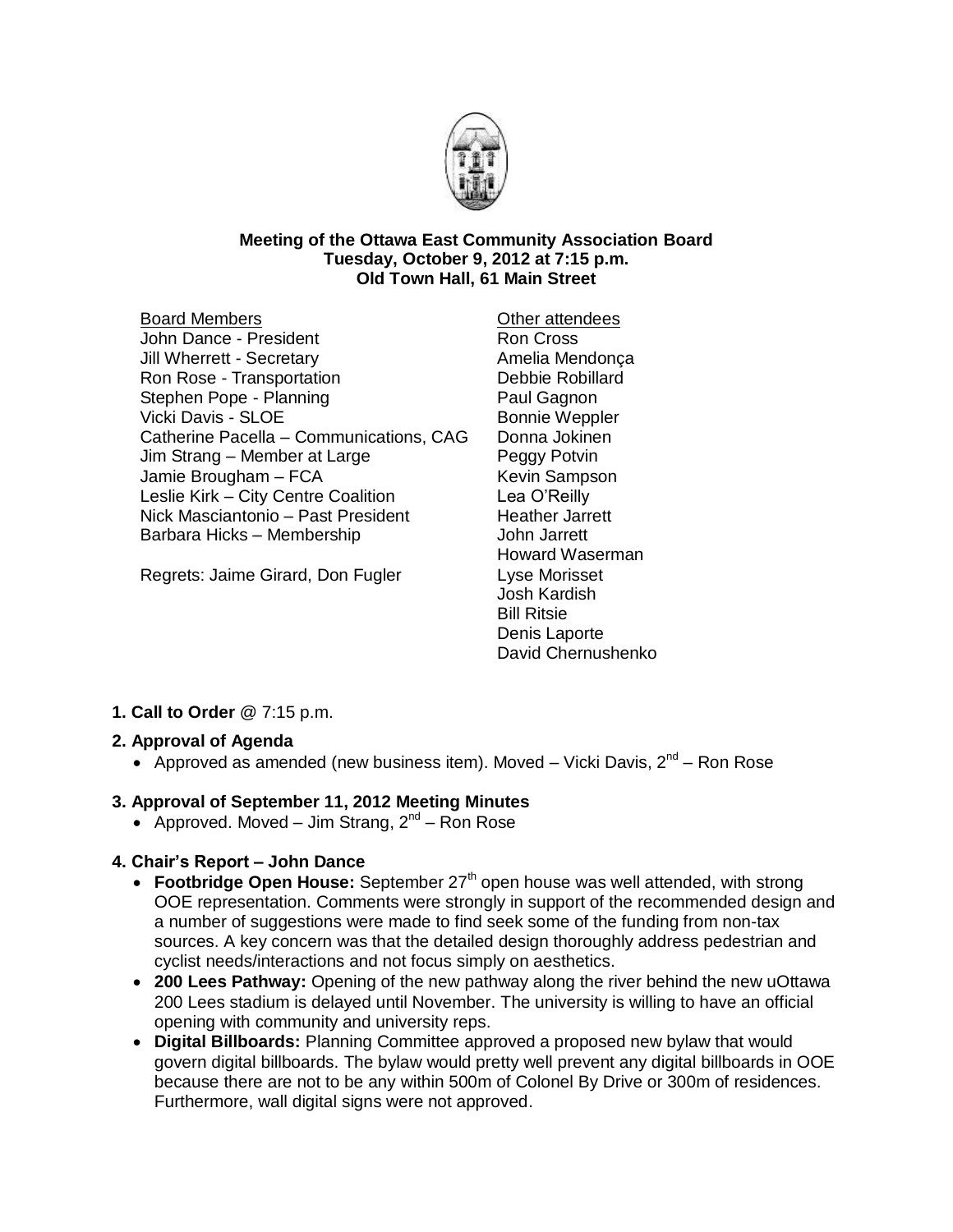**Meeting of the Ottawa East Community Association Board**
**Tuesday, October 9, 2012 at 7:15 p.m.**
**Old Town Hall, 61 Main Street**

Board Members
John Dance - President
Jill Wherrett - Secretary
Ron Rose - Transportation
Stephen Pope - Planning
Vicki Davis - SLOE
Catherine Pacella – Communications, CAG
Jim Strang – Member at Large
Jamie Brougham – FCA
Leslie Kirk – City Centre Coalition
Nick Masciantonio – Past President
Barbara Hicks – Membership

Regrets: Jaime Girard, Don Fugler

Other attendees
Ron Cross
Amelia Mendonça
Debbie Robillard
Paul Gagnon
Bonnie Weppler
Donna Jokinen
Peggy Potvin
Kevin Sampson
Lea O'Reilly
Heather Jarrett
John Jarrett
Howard Waserman
Lyse Morisset
Josh Kardish
Bill Ritsie
Denis Laporte
David Chernushenko

**1. Call to Order** @ 7:15 p.m.

**2. Approval of Agenda**

- Approved as amended (new business item). Moved – Vicki Davis, 2nd – Ron Rose

**3. Approval of September 11, 2012 Meeting Minutes**

- Approved. Moved – Jim Strang, 2nd – Ron Rose

**4. Chair's Report – John Dance**

- **Footbridge Open House:** September 27th open house was well attended, with strong OOE representation. Comments were strongly in support of the recommended design and a number of suggestions were made to find seek some of the funding from non-tax sources. A key concern was that the detailed design thoroughly address pedestrian and cyclist needs/interactions and not focus simply on aesthetics.
- **200 Lees Pathway:** Opening of the new pathway along the river behind the new uOttawa 200 Lees stadium is delayed until November. The university is willing to have an official opening with community and university reps.
- **Digital Billboards:** Planning Committee approved a proposed new bylaw that would govern digital billboards. The bylaw would pretty well prevent any digital billboards in OOE because there are not to be any within 500m of Colonel By Drive or 300m of residences. Furthermore, wall digital signs were not approved.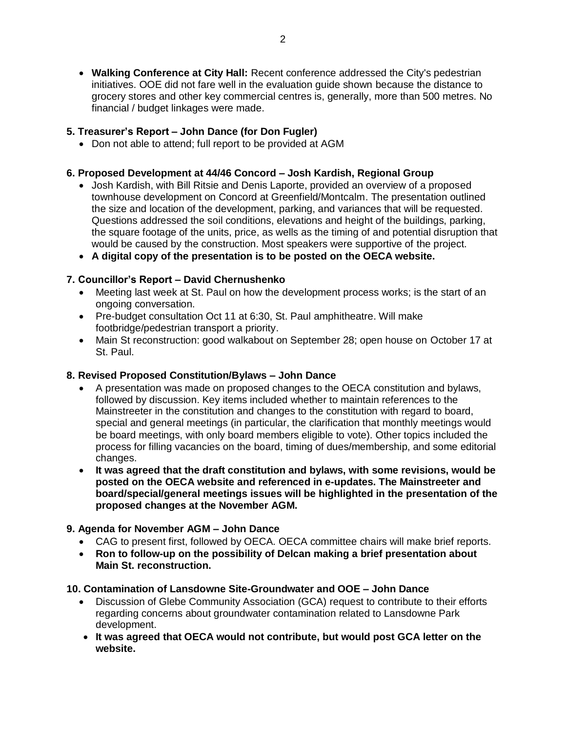- **Walking Conference at City Hall:** Recent conference addressed the City's pedestrian initiatives. OOE did not fare well in the evaluation guide shown because the distance to grocery stores and other key commercial centres is, generally, more than 500 metres. No financial / budget linkages were made.

**5. Treasurer's Report – John Dance (for Don Fugler)**

- Don not able to attend; full report to be provided at AGM

**6. Proposed Development at 44/46 Concord – Josh Kardish, Regional Group**

- Josh Kardish, with Bill Ritsie and Denis Laporte, provided an overview of a proposed townhouse development on Concord at Greenfield/Montcalm. The presentation outlined the size and location of the development, parking, and variances that will be requested. Questions addressed the soil conditions, elevations and height of the buildings, parking, the square footage of the units, price, as wells as the timing of and potential disruption that would be caused by the construction. Most speakers were supportive of the project.
- **A digital copy of the presentation is to be posted on the OECA website.**

**7. Councillor's Report – David Chernushenko**

- Meeting last week at St. Paul on how the development process works; is the start of an ongoing conversation.
- Pre-budget consultation Oct 11 at 6:30, St. Paul amphitheatre. Will make footbridge/pedestrian transport a priority.
- Main St reconstruction: good walkabout on September 28; open house on October 17 at St. Paul.

**8. Revised Proposed Constitution/Bylaws – John Dance**

- A presentation was made on proposed changes to the OECA constitution and bylaws, followed by discussion. Key items included whether to maintain references to the Mainstreeter in the constitution and changes to the constitution with regard to board, special and general meetings (in particular, the clarification that monthly meetings would be board meetings, with only board members eligible to vote). Other topics included the process for filling vacancies on the board, timing of dues/membership, and some editorial changes.
- **It was agreed that the draft constitution and bylaws, with some revisions, would be posted on the OECA website and referenced in e-updates. The Mainstreeter and board/special/general meetings issues will be highlighted in the presentation of the proposed changes at the November AGM.**

**9. Agenda for November AGM – John Dance**

- CAG to present first, followed by OECA. OECA committee chairs will make brief reports.
- **Ron to follow-up on the possibility of Delcan making a brief presentation about Main St. reconstruction.**

**10. Contamination of Lansdowne Site-Groundwater and OOE – John Dance**

- Discussion of Glebe Community Association (GCA) request to contribute to their efforts regarding concerns about groundwater contamination related to Lansdowne Park development.
- **It was agreed that OECA would not contribute, but would post GCA letter on the website.**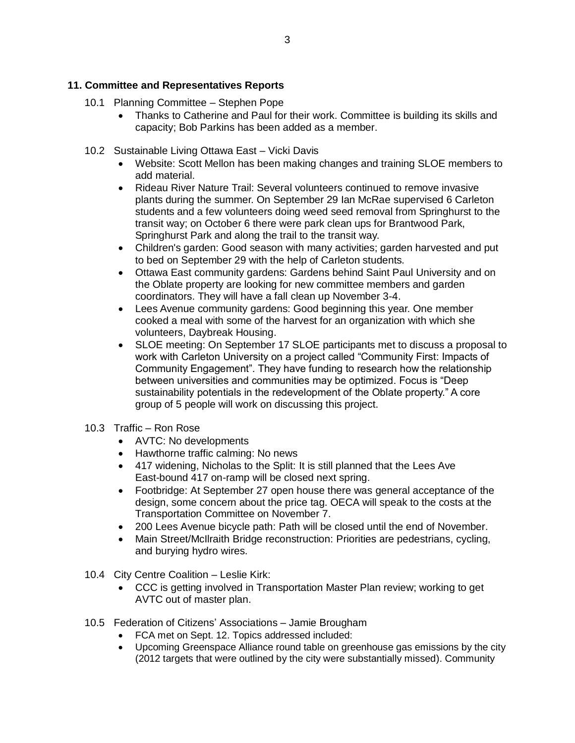## 11. Committee and Representatives Reports

10.1 Planning Committee – Stephen Pope

- Thanks to Catherine and Paul for their work. Committee is building its skills and capacity; Bob Parkins has been added as a member.

10.2 Sustainable Living Ottawa East – Vicki Davis

- Website: Scott Mellon has been making changes and training SLOE members to add material.
- Rideau River Nature Trail: Several volunteers continued to remove invasive plants during the summer. On September 29 Ian McRae supervised 6 Carleton students and a few volunteers doing weed seed removal from Springhurst to the transit way; on October 6 there were park clean ups for Brantwood Park, Springhurst Park and along the trail to the transit way.
- Children's garden: Good season with many activities; garden harvested and put to bed on September 29 with the help of Carleton students.
- Ottawa East community gardens: Gardens behind Saint Paul University and on the Oblate property are looking for new committee members and garden coordinators. They will have a fall clean up November 3-4.
- Lees Avenue community gardens: Good beginning this year. One member cooked a meal with some of the harvest for an organization with which she volunteers, Daybreak Housing.
- SLOE meeting: On September 17 SLOE participants met to discuss a proposal to work with Carleton University on a project called "Community First: Impacts of Community Engagement". They have funding to research how the relationship between universities and communities may be optimized. Focus is "Deep sustainability potentials in the redevelopment of the Oblate property." A core group of 5 people will work on discussing this project.

10.3 Traffic – Ron Rose

- AVTC: No developments
- Hawthorne traffic calming: No news
- 417 widening, Nicholas to the Split: It is still planned that the Lees Ave East-bound 417 on-ramp will be closed next spring.
- Footbridge: At September 27 open house there was general acceptance of the design, some concern about the price tag. OECA will speak to the costs at the Transportation Committee on November 7.
- 200 Lees Avenue bicycle path: Path will be closed until the end of November.
- Main Street/McIlraith Bridge reconstruction: Priorities are pedestrians, cycling, and burying hydro wires.

10.4 City Centre Coalition – Leslie Kirk:

- CCC is getting involved in Transportation Master Plan review; working to get AVTC out of master plan.

10.5 Federation of Citizens' Associations – Jamie Brougham

- FCA met on Sept. 12. Topics addressed included:
- Upcoming Greenspace Alliance round table on greenhouse gas emissions by the city (2012 targets that were outlined by the city were substantially missed). Community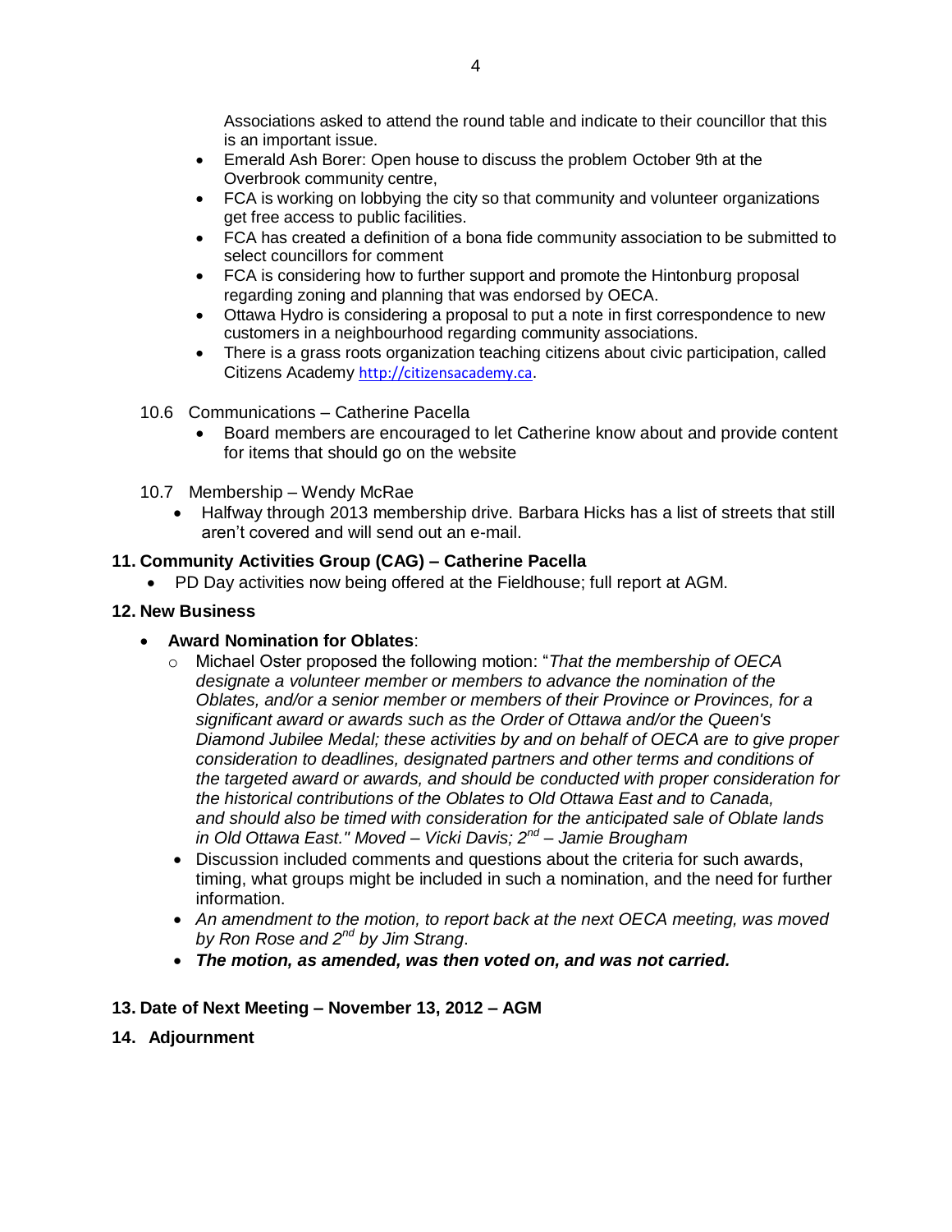Associations asked to attend the round table and indicate to their councillor that this is an important issue.

- Emerald Ash Borer: Open house to discuss the problem October 9th at the Overbrook community centre,
- FCA is working on lobbying the city so that community and volunteer organizations get free access to public facilities.
- FCA has created a definition of a bona fide community association to be submitted to select councillors for comment
- FCA is considering how to further support and promote the Hintonburg proposal regarding zoning and planning that was endorsed by OECA.
- Ottawa Hydro is considering a proposal to put a note in first correspondence to new customers in a neighbourhood regarding community associations.
- There is a grass roots organization teaching citizens about civic participation, called Citizens Academy http://citizensacademy.ca.

10.6 Communications – Catherine Pacella

- Board members are encouraged to let Catherine know about and provide content for items that should go on the website

10.7 Membership – Wendy McRae

- Halfway through 2013 membership drive. Barbara Hicks has a list of streets that still aren't covered and will send out an e-mail.

**11. Community Activities Group (CAG) – Catherine Pacella**

- PD Day activities now being offered at the Fieldhouse; full report at AGM.

**12. New Business**

- **Award Nomination for Oblates**:
  - Michael Oster proposed the following motion: "*That the membership of OECA designate a volunteer member or members to advance the nomination of the Oblates, and/or a senior member or members of their Province or Provinces, for a significant award or awards such as the Order of Ottawa and/or the Queen's Diamond Jubilee Medal; these activities by and on behalf of OECA are to give proper consideration to deadlines, designated partners and other terms and conditions of the targeted award or awards, and should be conducted with proper consideration for the historical contributions of the Oblates to Old Ottawa East and to Canada, and should also be timed with consideration for the anticipated sale of Oblate lands in Old Ottawa East." Moved – Vicki Davis; 2nd – Jamie Brougham*
  - Discussion included comments and questions about the criteria for such awards, timing, what groups might be included in such a nomination, and the need for further information.
  - *An amendment to the motion, to report back at the next OECA meeting, was moved by Ron Rose and 2nd by Jim Strang*.
  - ***The motion, as amended, was then voted on, and was not carried.***

**13. Date of Next Meeting – November 13, 2012 – AGM**

**14. Adjournment**